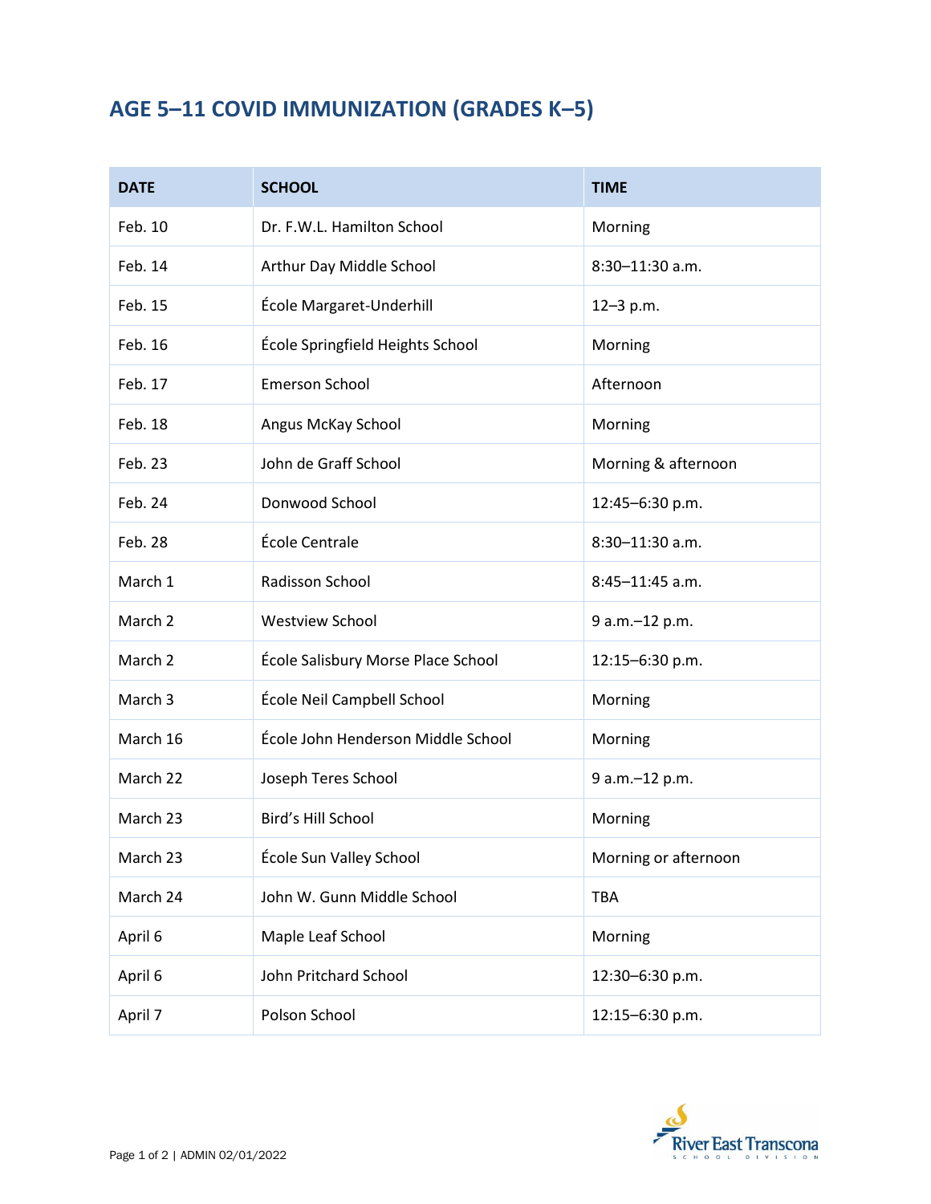# AGE 5–11 COVID IMMUNIZATION (GRADES K–5)

| DATE | SCHOOL | TIME |
|---|---|---|
| Feb. 10 | Dr. F.W.L. Hamilton School | Morning |
| Feb. 14 | Arthur Day Middle School | 8:30–11:30 a.m. |
| Feb. 15 | École Margaret-Underhill | 12–3 p.m. |
| Feb. 16 | École Springfield Heights School | Morning |
| Feb. 17 | Emerson School | Afternoon |
| Feb. 18 | Angus McKay School | Morning |
| Feb. 23 | John de Graff School | Morning & afternoon |
| Feb. 24 | Donwood School | 12:45–6:30 p.m. |
| Feb. 28 | École Centrale | 8:30–11:30 a.m. |
| March 1 | Radisson School | 8:45–11:45 a.m. |
| March 2 | Westview School | 9 a.m.–12 p.m. |
| March 2 | École Salisbury Morse Place School | 12:15–6:30 p.m. |
| March 3 | École Neil Campbell School | Morning |
| March 16 | École John Henderson Middle School | Morning |
| March 22 | Joseph Teres School | 9 a.m.–12 p.m. |
| March 23 | Bird's Hill School | Morning |
| March 23 | École Sun Valley School | Morning or afternoon |
| March 24 | John W. Gunn Middle School | TBA |
| April 6 | Maple Leaf School | Morning |
| April 6 | John Pritchard School | 12:30–6:30 p.m. |
| April 7 | Polson School | 12:15–6:30 p.m. |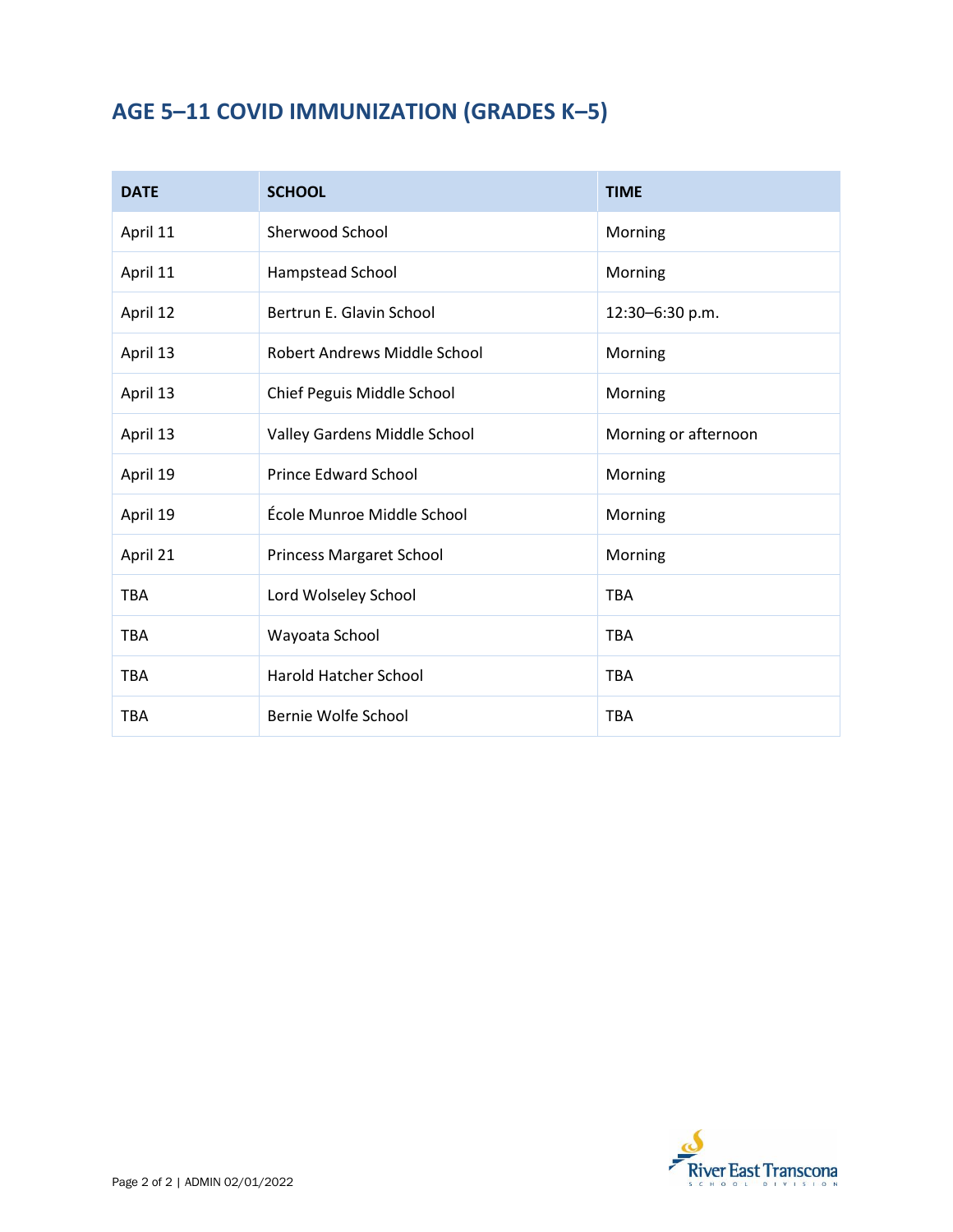## AGE 5–11 COVID IMMUNIZATION (GRADES K–5)

| DATE | SCHOOL | TIME |
|---|---|---|
| April 11 | Sherwood School | Morning |
| April 11 | Hampstead School | Morning |
| April 12 | Bertrun E. Glavin School | 12:30–6:30 p.m. |
| April 13 | Robert Andrews Middle School | Morning |
| April 13 | Chief Peguis Middle School | Morning |
| April 13 | Valley Gardens Middle School | Morning or afternoon |
| April 19 | Prince Edward School | Morning |
| April 19 | École Munroe Middle School | Morning |
| April 21 | Princess Margaret School | Morning |
| TBA | Lord Wolseley School | TBA |
| TBA | Wayoata School | TBA |
| TBA | Harold Hatcher School | TBA |
| TBA | Bernie Wolfe School | TBA |